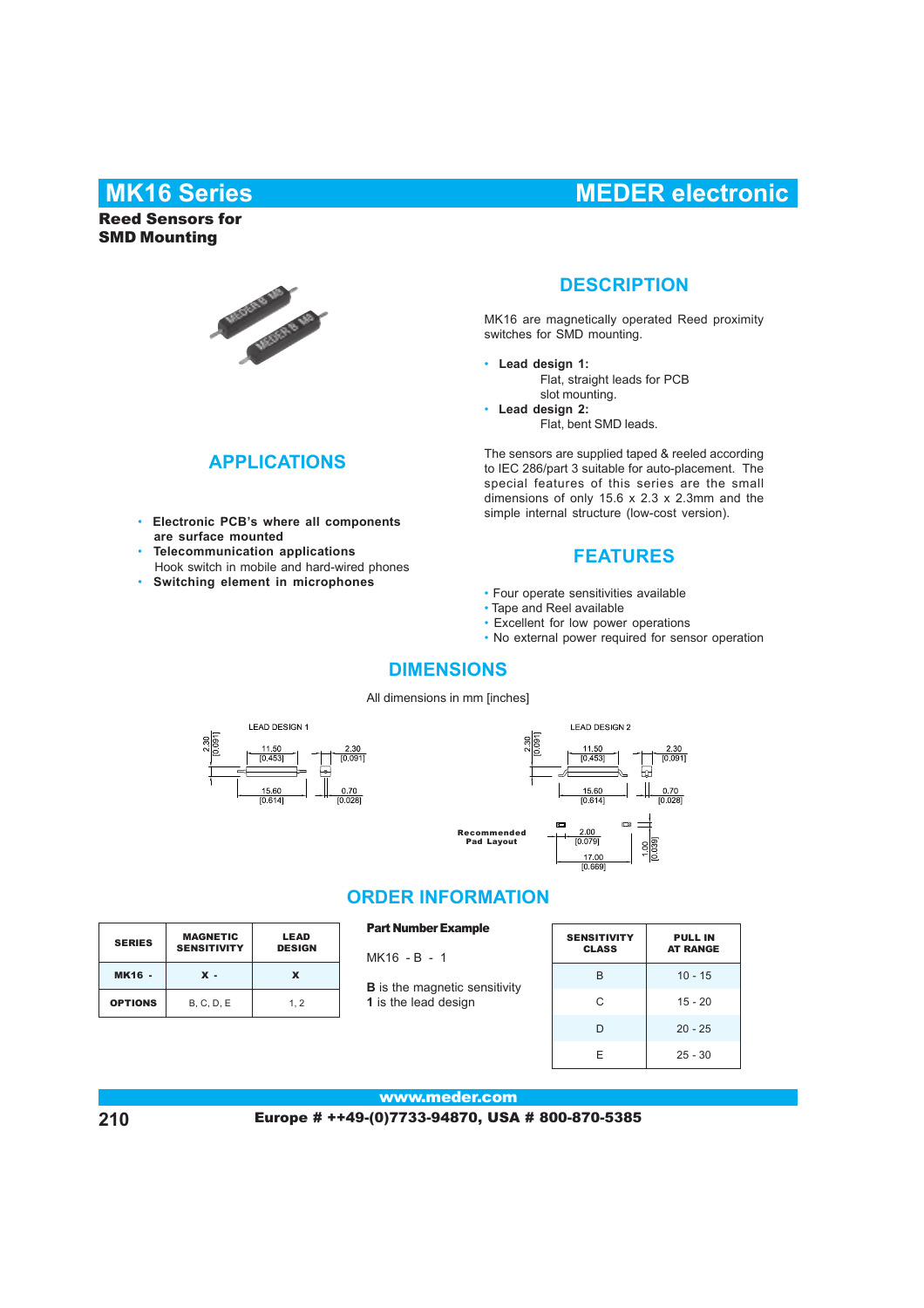# MK16 Series

## MEDER electronic

**Reed Sensors for SMD Mounting**

## DESCRIPTION

MK16 are magnetically operated Reed proximity switches for SMD mounting.

- **Lead design 1:**
  Flat, straight leads for PCB slot mounting.
- **Lead design 2:**
  Flat, bent SMD leads.

The sensors are supplied taped & reeled according to IEC 286/part 3 suitable for auto-placement. The special features of this series are the small dimensions of only 15.6 x 2.3 x 2.3mm and the simple internal structure (low-cost version).

## APPLICATIONS

- **Electronic PCB's where all components are surface mounted**
- **Telecommunication applications**
  Hook switch in mobile and hard-wired phones
- **Switching element in microphones**

## FEATURES

- Four operate sensitivities available
- Tape and Reel available
- Excellent for low power operations
- No external power required for sensor operation

## DIMENSIONS

All dimensions in mm [inches]

LEAD DESIGN 1

2.30 [0.091] | 11.50 [0.453] | 2.30 [0.091] | 15.60 [0.614] | 0.70 [0.028]

LEAD DESIGN 2

2.30 [0.091] | 11.50 [0.453] | 2.30 [0.091] | 15.60 [0.614] | 0.70 [0.028]

Recommended Pad Layout

2.00 [0.079] | 17.00 [0.669] | 1.00 [0.039]

## ORDER INFORMATION

| SERIES | MAGNETIC SENSITIVITY | LEAD DESIGN |
|---|---|---|
| **MK16 -** | **X -** | **X** |
| **OPTIONS** | B, C, D, E | 1, 2 |

**Part Number Example**

MK16 - B - 1

**B** is the magnetic sensitivity
**1** is the lead design

| SENSITIVITY CLASS | PULL IN AT RANGE |
|---|---|
| B | 10 - 15 |
| C | 15 - 20 |
| D | 20 - 25 |
| E | 25 - 30 |

www.meder.com

Europe # ++49-(0)7733-94870, USA # 800-870-5385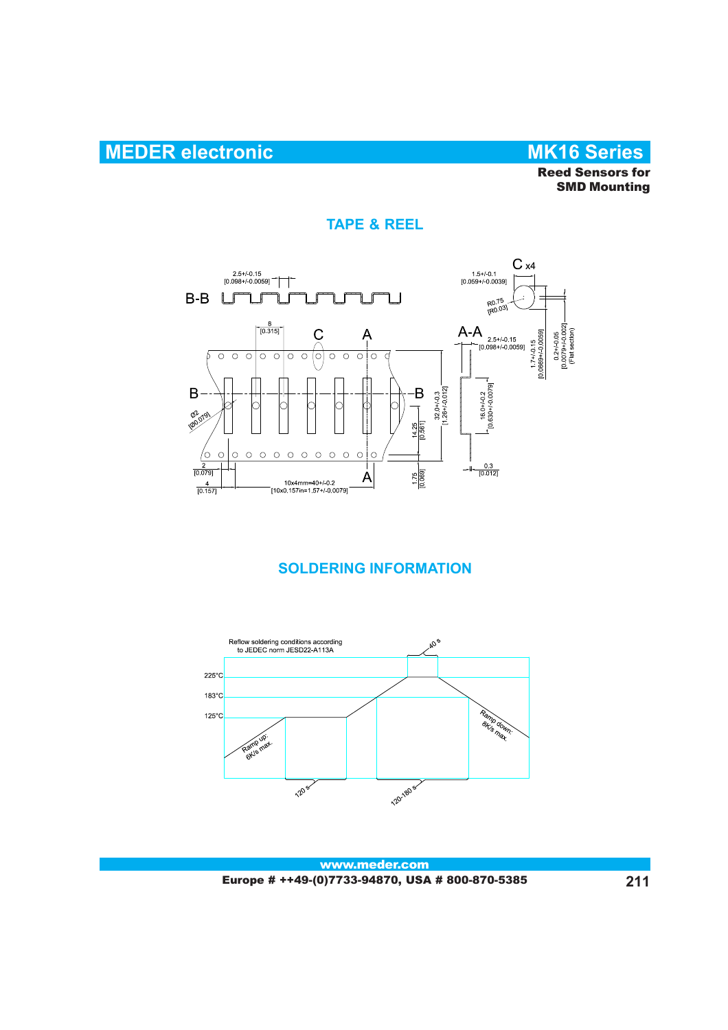# MEDER electronic

## MK16 Series

**Reed Sensors for SMD Mounting**

## TAPE & REEL

B-B

2.5+/-0.15 [0.098+/-0.0059]

1.5+/-0.1 [0.059+/-0.0039]

C x4

R0.75 [R0.03]

A-A

2.5+/-0.15 [0.098+/-0.0059]

1.7+/-0.15 [0.0669+/-0.0059]

0.2+/-0.05 [0.0079+/-0.002] (Flat section)

8 [0.315]

C

A

B

B

Ø2 [Ø0.079]

32.0+/-0.3 [1.26+/-0.012]

14.25 [0.561]

16.0+/-0.2 [0.630+/-0.0079]

0.3 [0.012]

2 [0.079]

4 [0.157]

10x4mm=40+/-0.2 [10x0.157in=1.57+/-0.0079]

A

1.75 [0.069]

## SOLDERING INFORMATION

Reflow soldering conditions according to JEDEC norm JESD22-A113A

40 s

225°C

183°C

125°C

Ramp up: 6K/s max.

Ramp down: 8K/s max.

120 s

120-180 s

www.meder.com

Europe # ++49-(0)7733-94870, USA # 800-870-5385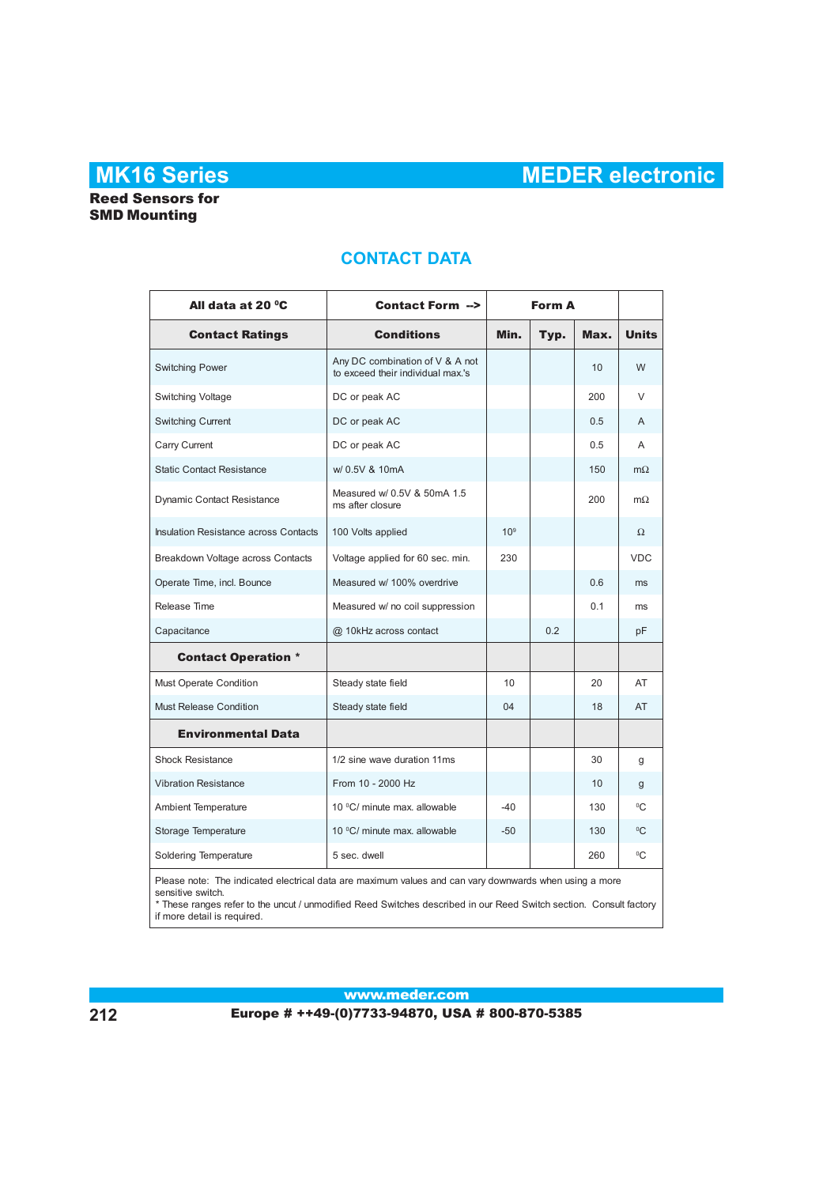# MK16 Series

# MEDER electronic

**Reed Sensors for SMD Mounting**

## CONTACT DATA

| All data at 20 °C | Contact Form --> | Form A | | | |
|---|---|---|---|---|---|
| **Contact Ratings** | **Conditions** | **Min.** | **Typ.** | **Max.** | **Units** |
| Switching Power | Any DC combination of V & A not to exceed their individual max.'s | | | 10 | W |
| Switching Voltage | DC or peak AC | | | 200 | V |
| Switching Current | DC or peak AC | | | 0.5 | A |
| Carry Current | DC or peak AC | | | 0.5 | A |
| Static Contact Resistance | w/ 0.5V & 10mA | | | 150 | mΩ |
| Dynamic Contact Resistance | Measured w/ 0.5V & 50mA 1.5 ms after closure | | | 200 | mΩ |
| Insulation Resistance across Contacts | 100 Volts applied | $10^9$ | | | Ω |
| Breakdown Voltage across Contacts | Voltage applied for 60 sec. min. | 230 | | | VDC |
| Operate Time, incl. Bounce | Measured w/ 100% overdrive | | | 0.6 | ms |
| Release Time | Measured w/ no coil suppression | | | 0.1 | ms |
| Capacitance | @ 10kHz across contact | | 0.2 | | pF |
| **Contact Operation *** | | | | | |
| Must Operate Condition | Steady state field | 10 | | 20 | AT |
| Must Release Condition | Steady state field | 04 | | 18 | AT |
| **Environmental Data** | | | | | |
| Shock Resistance | 1/2 sine wave duration 11ms | | | 30 | g |
| Vibration Resistance | From 10 - 2000 Hz | | | 10 | g |
| Ambient Temperature | 10 °C/ minute max. allowable | -40 | | 130 | °C |
| Storage Temperature | 10 °C/ minute max. allowable | -50 | | 130 | °C |
| Soldering Temperature | 5 sec. dwell | | | 260 | °C |

Please note: The indicated electrical data are maximum values and can vary downwards when using a more sensitive switch.
* These ranges refer to the uncut / unmodified Reed Switches described in our Reed Switch section. Consult factory if more detail is required.

www.meder.com

Europe # ++49-(0)7733-94870, USA # 800-870-5385